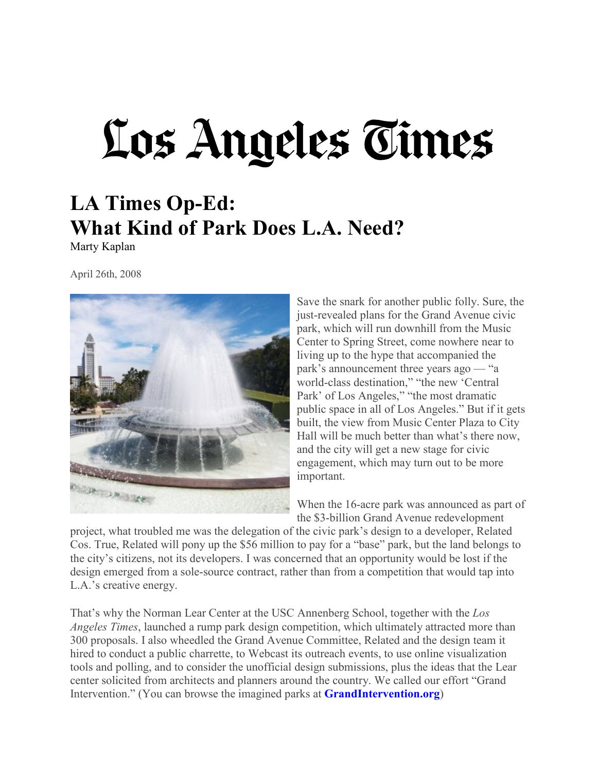# Los Angeles Times

## LA Times Op-Ed:
## What Kind of Park Does L.A. Need?

Marty Kaplan

April 26th, 2008

Save the snark for another public folly. Sure, the just-revealed plans for the Grand Avenue civic park, which will run downhill from the Music Center to Spring Street, come nowhere near to living up to the hype that accompanied the park's announcement three years ago — "a world-class destination," "the new 'Central Park' of Los Angeles," "the most dramatic public space in all of Los Angeles." But if it gets built, the view from Music Center Plaza to City Hall will be much better than what's there now, and the city will get a new stage for civic engagement, which may turn out to be more important.

When the 16-acre park was announced as part of the $3-billion Grand Avenue redevelopment project, what troubled me was the delegation of the civic park's design to a developer, Related Cos. True, Related will pony up the $56 million to pay for a "base" park, but the land belongs to the city's citizens, not its developers. I was concerned that an opportunity would be lost if the design emerged from a sole-source contract, rather than from a competition that would tap into L.A.'s creative energy.

That's why the Norman Lear Center at the USC Annenberg School, together with the *Los Angeles Times*, launched a rump park design competition, which ultimately attracted more than 300 proposals. I also wheedled the Grand Avenue Committee, Related and the design team it hired to conduct a public charrette, to Webcast its outreach events, to use online visualization tools and polling, and to consider the unofficial design submissions, plus the ideas that the Lear center solicited from architects and planners around the country. We called our effort "Grand Intervention." (You can browse the imagined parks at **GrandIntervention.org**)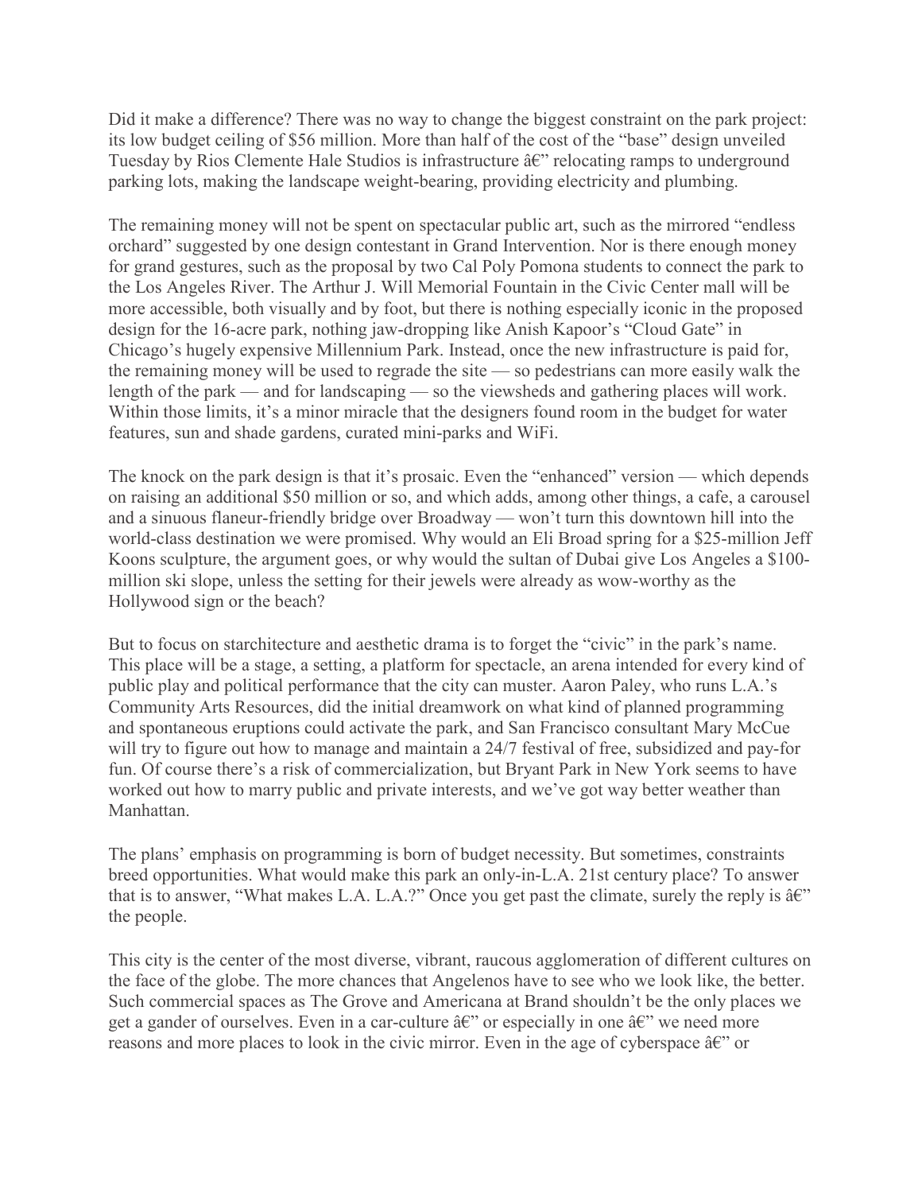Did it make a difference? There was no way to change the biggest constraint on the park project: its low budget ceiling of $56 million. More than half of the cost of the "base" design unveiled Tuesday by Rios Clemente Hale Studios is infrastructure â€" relocating ramps to underground parking lots, making the landscape weight-bearing, providing electricity and plumbing.

The remaining money will not be spent on spectacular public art, such as the mirrored "endless orchard" suggested by one design contestant in Grand Intervention. Nor is there enough money for grand gestures, such as the proposal by two Cal Poly Pomona students to connect the park to the Los Angeles River. The Arthur J. Will Memorial Fountain in the Civic Center mall will be more accessible, both visually and by foot, but there is nothing especially iconic in the proposed design for the 16-acre park, nothing jaw-dropping like Anish Kapoor's "Cloud Gate" in Chicago's hugely expensive Millennium Park. Instead, once the new infrastructure is paid for, the remaining money will be used to regrade the site — so pedestrians can more easily walk the length of the park — and for landscaping — so the viewsheds and gathering places will work. Within those limits, it's a minor miracle that the designers found room in the budget for water features, sun and shade gardens, curated mini-parks and WiFi.

The knock on the park design is that it's prosaic. Even the "enhanced" version — which depends on raising an additional $50 million or so, and which adds, among other things, a cafe, a carousel and a sinuous flaneur-friendly bridge over Broadway — won't turn this downtown hill into the world-class destination we were promised. Why would an Eli Broad spring for a $25-million Jeff Koons sculpture, the argument goes, or why would the sultan of Dubai give Los Angeles a $100-million ski slope, unless the setting for their jewels were already as wow-worthy as the Hollywood sign or the beach?

But to focus on starchitecture and aesthetic drama is to forget the "civic" in the park's name. This place will be a stage, a setting, a platform for spectacle, an arena intended for every kind of public play and political performance that the city can muster. Aaron Paley, who runs L.A.'s Community Arts Resources, did the initial dreamwork on what kind of planned programming and spontaneous eruptions could activate the park, and San Francisco consultant Mary McCue will try to figure out how to manage and maintain a 24/7 festival of free, subsidized and pay-for fun. Of course there's a risk of commercialization, but Bryant Park in New York seems to have worked out how to marry public and private interests, and we've got way better weather than Manhattan.

The plans' emphasis on programming is born of budget necessity. But sometimes, constraints breed opportunities. What would make this park an only-in-L.A. 21st century place? To answer that is to answer, "What makes L.A. L.A.?" Once you get past the climate, surely the reply is â€" the people.

This city is the center of the most diverse, vibrant, raucous agglomeration of different cultures on the face of the globe. The more chances that Angelenos have to see who we look like, the better. Such commercial spaces as The Grove and Americana at Brand shouldn't be the only places we get a gander of ourselves. Even in a car-culture â€" or especially in one â€" we need more reasons and more places to look in the civic mirror. Even in the age of cyberspace â€" or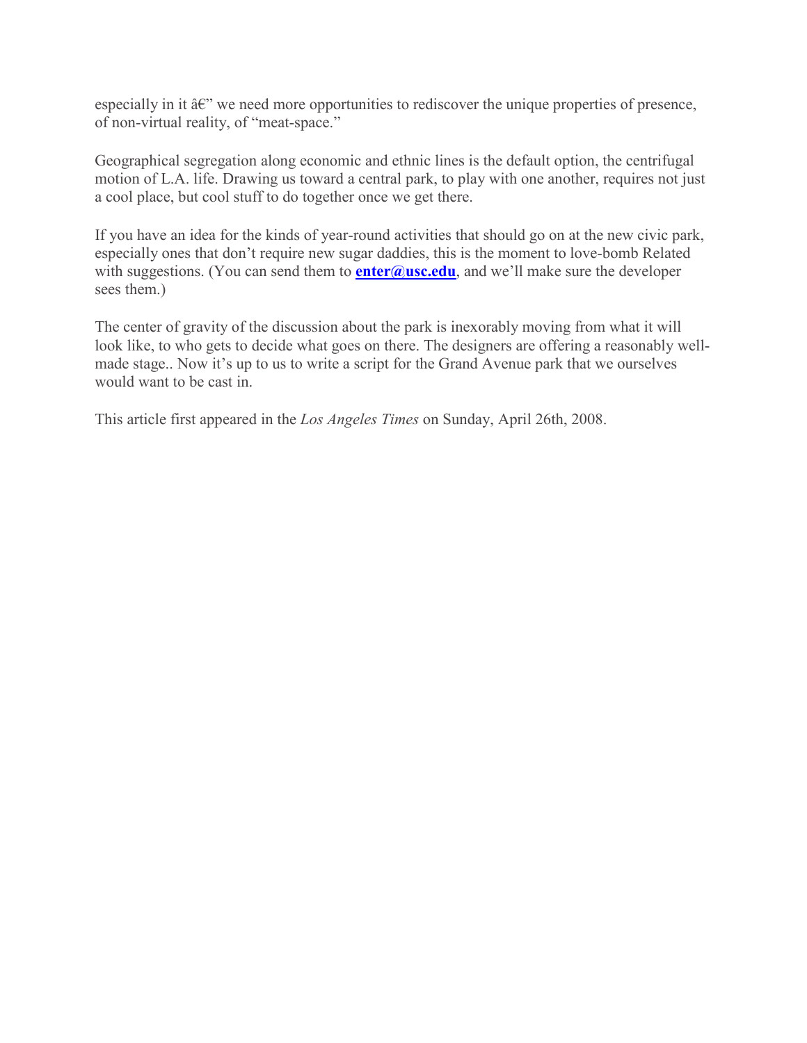especially in it â€" we need more opportunities to rediscover the unique properties of presence, of non-virtual reality, of "meat-space."

Geographical segregation along economic and ethnic lines is the default option, the centrifugal motion of L.A. life. Drawing us toward a central park, to play with one another, requires not just a cool place, but cool stuff to do together once we get there.

If you have an idea for the kinds of year-round activities that should go on at the new civic park, especially ones that don't require new sugar daddies, this is the moment to love-bomb Related with suggestions. (You can send them to **enter@usc.edu**, and we'll make sure the developer sees them.)

The center of gravity of the discussion about the park is inexorably moving from what it will look like, to who gets to decide what goes on there. The designers are offering a reasonably well-made stage.. Now it's up to us to write a script for the Grand Avenue park that we ourselves would want to be cast in.

This article first appeared in the *Los Angeles Times* on Sunday, April 26th, 2008.